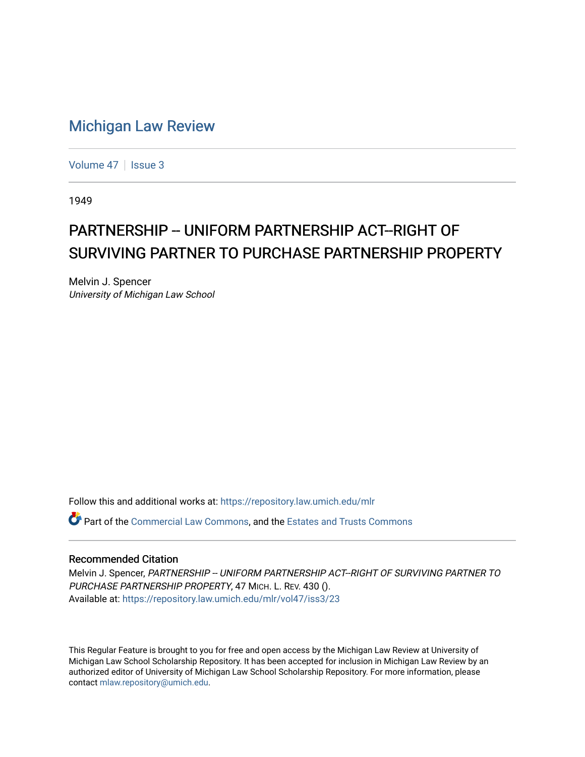# Michigan Law Review

Volume 47 | Issue 3

1949

## PARTNERSHIP -- UNIFORM PARTNERSHIP ACT--RIGHT OF SURVIVING PARTNER TO PURCHASE PARTNERSHIP PROPERTY

Melvin J. Spencer
*University of Michigan Law School*

Follow this and additional works at: https://repository.law.umich.edu/mlr

Part of the Commercial Law Commons, and the Estates and Trusts Commons

### Recommended Citation

Melvin J. Spencer, *PARTNERSHIP -- UNIFORM PARTNERSHIP ACT--RIGHT OF SURVIVING PARTNER TO PURCHASE PARTNERSHIP PROPERTY*, 47 MICH. L. REV. 430 ().
Available at: https://repository.law.umich.edu/mlr/vol47/iss3/23

This Regular Feature is brought to you for free and open access by the Michigan Law Review at University of Michigan Law School Scholarship Repository. It has been accepted for inclusion in Michigan Law Review by an authorized editor of University of Michigan Law School Scholarship Repository. For more information, please contact mlaw.repository@umich.edu.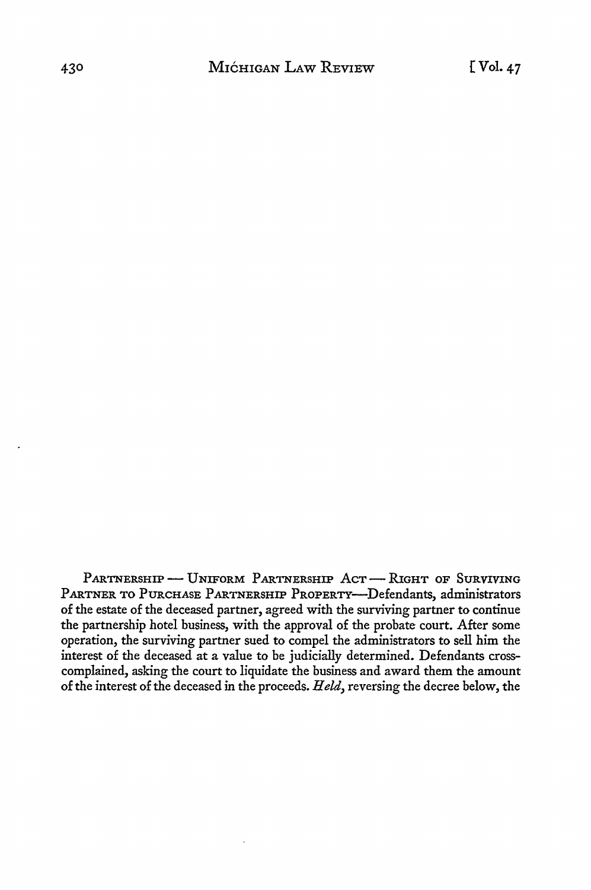PARTNERSHIP — UNIFORM PARTNERSHIP ACT — RIGHT OF SURVIVING PARTNER TO PURCHASE PARTNERSHIP PROPERTY—Defendants, administrators of the estate of the deceased partner, agreed with the surviving partner to continue the partnership hotel business, with the approval of the probate court. After some operation, the surviving partner sued to compel the administrators to sell him the interest of the deceased at a value to be judicially determined. Defendants cross-complained, asking the court to liquidate the business and award them the amount of the interest of the deceased in the proceeds. *Held*, reversing the decree below, the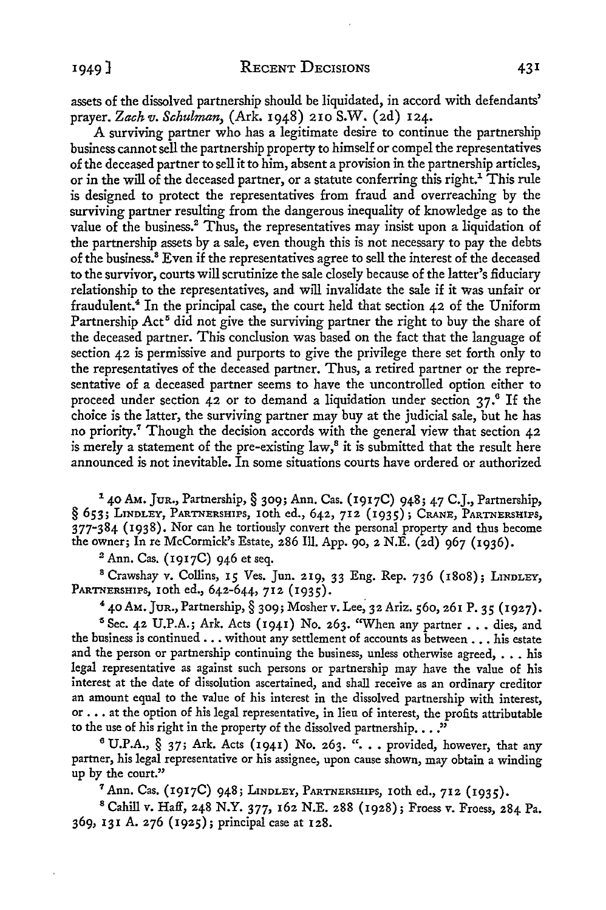assets of the dissolved partnership should be liquidated, in accord with defendants' prayer. *Zach v. Schulman*, (Ark. 1948) 210 S.W. (2d) 124.

A surviving partner who has a legitimate desire to continue the partnership business cannot sell the partnership property to himself or compel the representatives of the deceased partner to sell it to him, absent a provision in the partnership articles, or in the will of the deceased partner, or a statute conferring this right.[1] This rule is designed to protect the representatives from fraud and overreaching by the surviving partner resulting from the dangerous inequality of knowledge as to the value of the business.[2] Thus, the representatives may insist upon a liquidation of the partnership assets by a sale, even though this is not necessary to pay the debts of the business.[3] Even if the representatives agree to sell the interest of the deceased to the survivor, courts will scrutinize the sale closely because of the latter's fiduciary relationship to the representatives, and will invalidate the sale if it was unfair or fraudulent.[4] In the principal case, the court held that section 42 of the Uniform Partnership Act[5] did not give the surviving partner the right to buy the share of the deceased partner. This conclusion was based on the fact that the language of section 42 is permissive and purports to give the privilege there set forth only to the representatives of the deceased partner. Thus, a retired partner or the representative of a deceased partner seems to have the uncontrolled option either to proceed under section 42 or to demand a liquidation under section 37.[6] If the choice is the latter, the surviving partner may buy at the judicial sale, but he has no priority.[7] Though the decision accords with the general view that section 42 is merely a statement of the pre-existing law,[8] it is submitted that the result here announced is not inevitable. In some situations courts have ordered or authorized

[1] 40 AM. JUR., Partnership, § 309; Ann. Cas. (1917C) 948; 47 C.J., Partnership, § 653; LINDLEY, PARTNERSHIPS, 10th ed., 642, 712 (1935); CRANE, PARTNERSHIPS, 377-384 (1938). Nor can he tortiously convert the personal property and thus become the owner; In re McCormick's Estate, 286 Ill. App. 90, 2 N.E. (2d) 967 (1936).

[2] Ann. Cas. (1917C) 946 et seq.

[3] Crawshay v. Collins, 15 Ves. Jun. 219, 33 Eng. Rep. 736 (1808); LINDLEY, PARTNERSHIPS, 10th ed., 642-644, 712 (1935).

[4] 40 AM. JUR., Partnership, § 309; Mosher v. Lee, 32 Ariz. 560, 261 P. 35 (1927).

[5] Sec. 42 U.P.A.; Ark. Acts (1941) No. 263. "When any partner . . . dies, and the business is continued . . . without any settlement of accounts as between . . . his estate and the person or partnership continuing the business, unless otherwise agreed, . . . his legal representative as against such persons or partnership may have the value of his interest at the date of dissolution ascertained, and shall receive as an ordinary creditor an amount equal to the value of his interest in the dissolved partnership with interest, or . . . at the option of his legal representative, in lieu of interest, the profits attributable to the use of his right in the property of the dissolved partnership. . . ."

[6] U.P.A., § 37; Ark. Acts (1941) No. 263. ". . . provided, however, that any partner, his legal representative or his assignee, upon cause shown, may obtain a winding up by the court."

[7] Ann. Cas. (1917C) 948; LINDLEY, PARTNERSHIPS, 10th ed., 712 (1935).

[8] Cahill v. Haff, 248 N.Y. 377, 162 N.E. 288 (1928); Froess v. Froess, 284 Pa. 369, 131 A. 276 (1925); principal case at 128.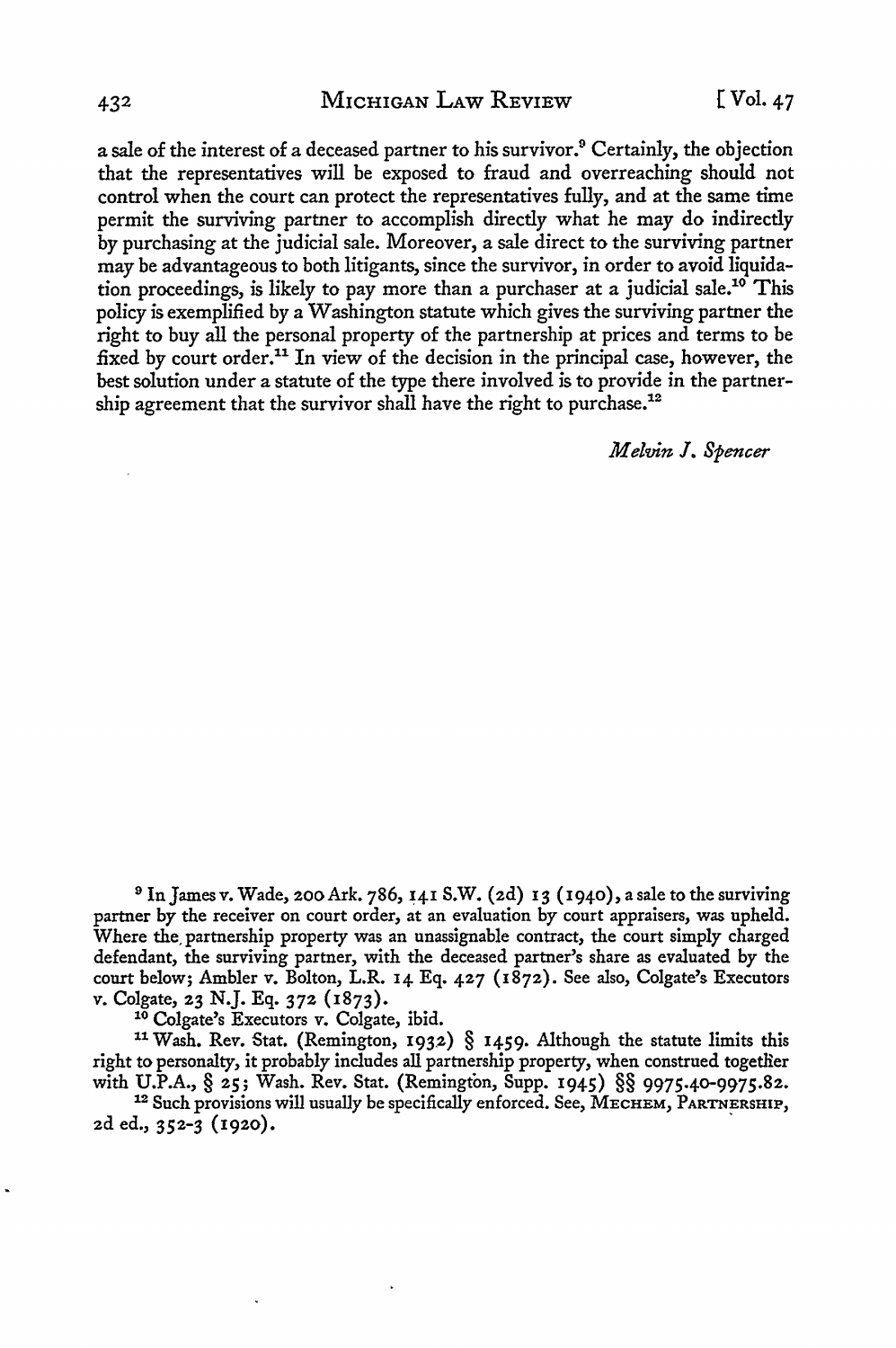a sale of the interest of a deceased partner to his survivor.[9] Certainly, the objection that the representatives will be exposed to fraud and overreaching should not control when the court can protect the representatives fully, and at the same time permit the surviving partner to accomplish directly what he may do indirectly by purchasing at the judicial sale. Moreover, a sale direct to the surviving partner may be advantageous to both litigants, since the survivor, in order to avoid liquidation proceedings, is likely to pay more than a purchaser at a judicial sale.[10] This policy is exemplified by a Washington statute which gives the surviving partner the right to buy all the personal property of the partnership at prices and terms to be fixed by court order.[11] In view of the decision in the principal case, however, the best solution under a statute of the type there involved is to provide in the partnership agreement that the survivor shall have the right to purchase.[12]

*Melvin J. Spencer*

---

[9] In James v. Wade, 200 Ark. 786, 141 S.W. (2d) 13 (1940), a sale to the surviving partner by the receiver on court order, at an evaluation by court appraisers, was upheld. Where the partnership property was an unassignable contract, the court simply charged defendant, the surviving partner, with the deceased partner's share as evaluated by the court below; Ambler v. Bolton, L.R. 14 Eq. 427 (1872). See also, Colgate's Executors v. Colgate, 23 N.J. Eq. 372 (1873).

[10] Colgate's Executors v. Colgate, ibid.

[11] Wash. Rev. Stat. (Remington, 1932) § 1459. Although the statute limits this right to personalty, it probably includes all partnership property, when construed together with U.P.A., § 25; Wash. Rev. Stat. (Remington, Supp. 1945) §§ 9975.40-9975.82.

[12] Such provisions will usually be specifically enforced. See, MECHEM, PARTNERSHIP, 2d ed., 352-3 (1920).